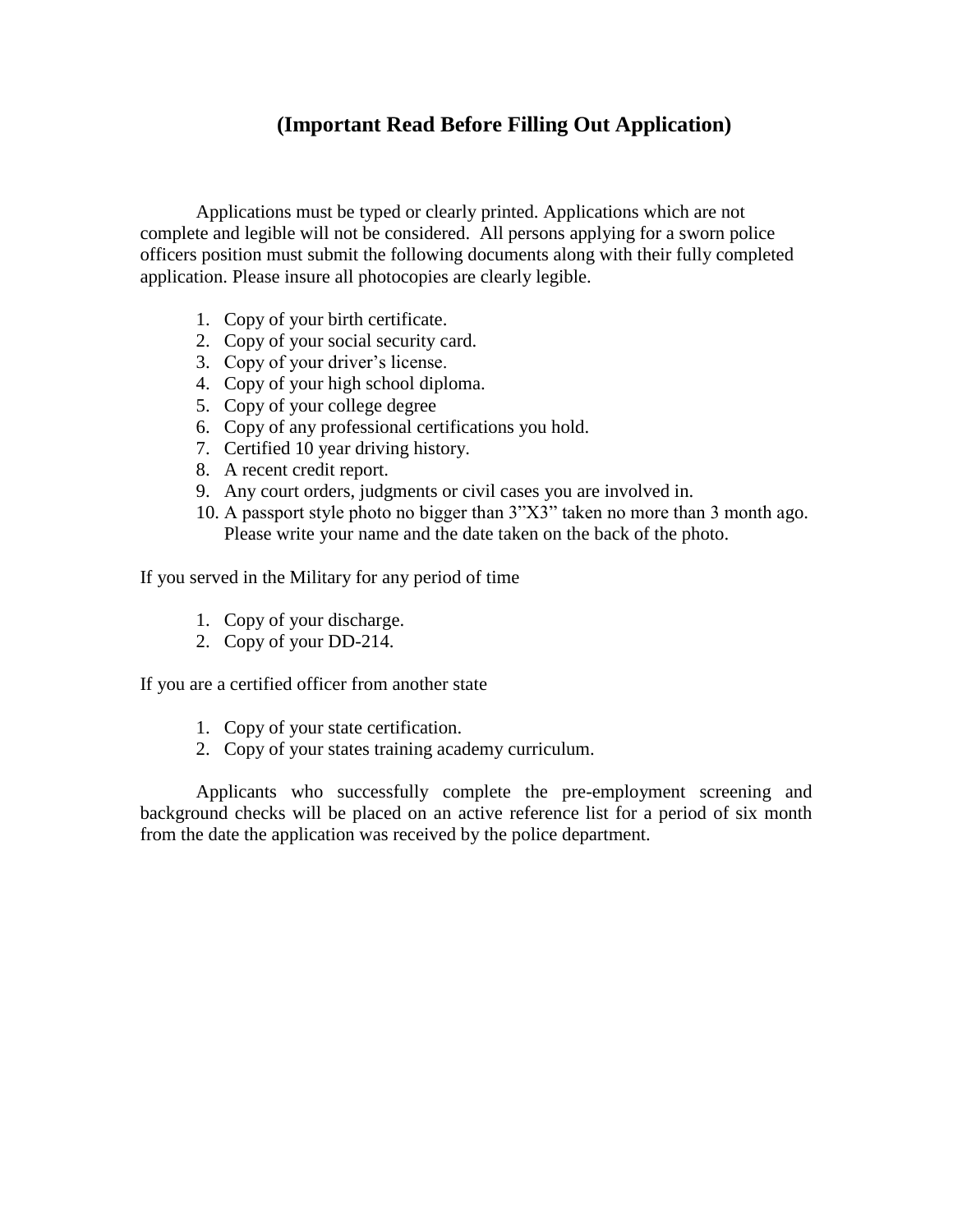## (Important Read Before Filling Out Application)

Applications must be typed or clearly printed. Applications which are not complete and legible will not be considered. All persons applying for a sworn police officers position must submit the following documents along with their fully completed application. Please insure all photocopies are clearly legible.

1. Copy of your birth certificate.
2. Copy of your social security card.
3. Copy of your driver's license.
4. Copy of your high school diploma.
5. Copy of your college degree
6. Copy of any professional certifications you hold.
7. Certified 10 year driving history.
8. A recent credit report.
9. Any court orders, judgments or civil cases you are involved in.
10. A passport style photo no bigger than 3"X3" taken no more than 3 month ago. Please write your name and the date taken on the back of the photo.

If you served in the Military for any period of time

1. Copy of your discharge.
2. Copy of your DD-214.

If you are a certified officer from another state

1. Copy of your state certification.
2. Copy of your states training academy curriculum.

Applicants who successfully complete the pre-employment screening and background checks will be placed on an active reference list for a period of six month from the date the application was received by the police department.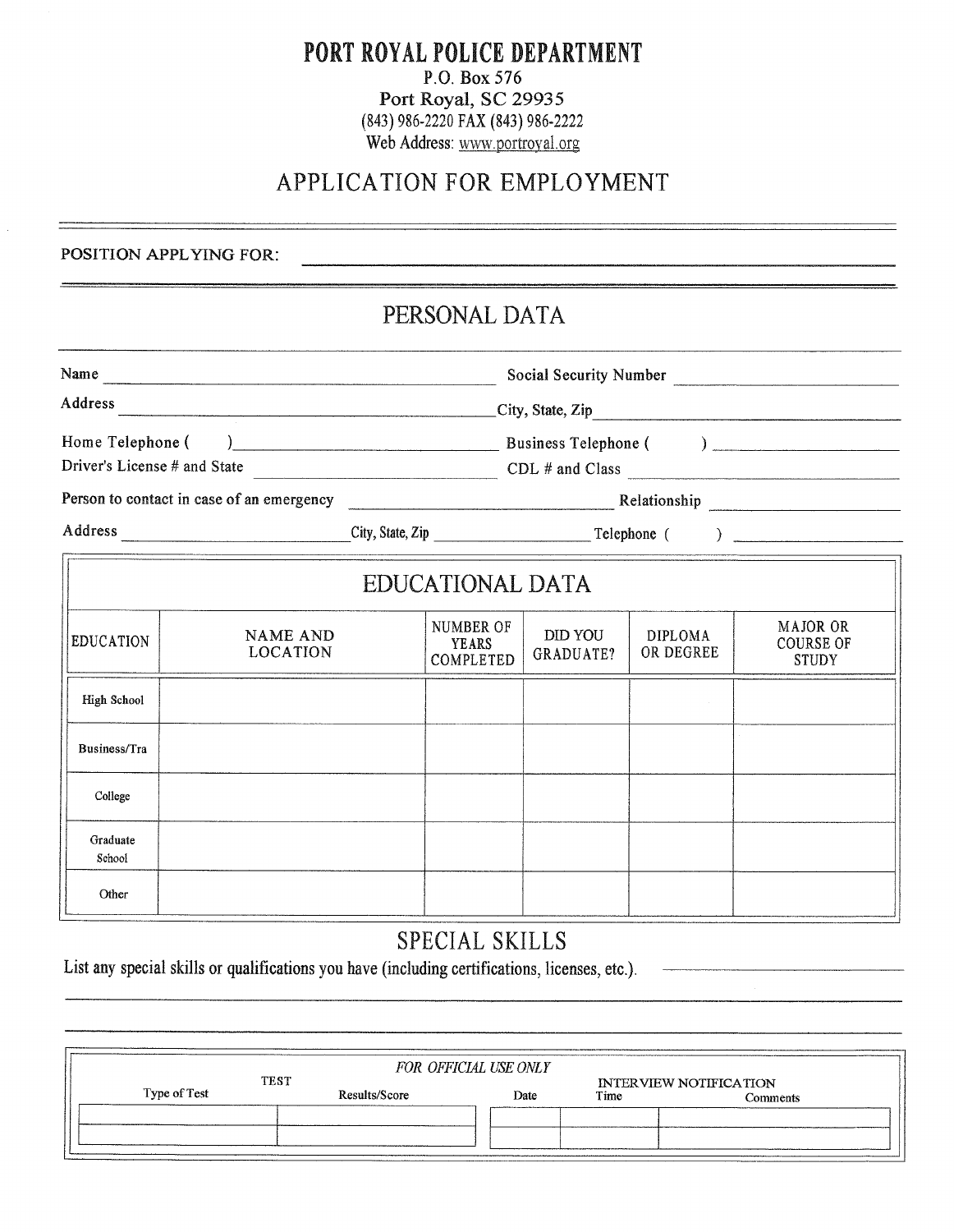# PORT ROYAL POLICE DEPARTMENT

P.O. Box 576
Port Royal, SC 29935
(843) 986-2220 FAX (843) 986-2222
Web Address: www.portroyal.org

## APPLICATION FOR EMPLOYMENT

POSITION APPLYING FOR: ______________________________

## PERSONAL DATA

Name ______________________________ Social Security Number ______________________________

Address ______________________________ City, State, Zip ______________________________

Home Telephone ( ) ______________________________ Business Telephone ( ) ______________________________

Driver's License # and State ______________________________ CDL # and Class ______________________________

Person to contact in case of an emergency ______________________________ Relationship ______________________________

Address ______________________________ City, State, Zip ______________________________ Telephone ( ) ______________________________

## EDUCATIONAL DATA

| EDUCATION | NAME AND LOCATION | NUMBER OF YEARS COMPLETED | DID YOU GRADUATE? | DIPLOMA OR DEGREE | MAJOR OR COURSE OF STUDY |
|---|---|---|---|---|---|
| High School | | | | | |
| Business/Tra | | | | | |
| College | | | | | |
| Graduate School | | | | | |
| Other | | | | | |

## SPECIAL SKILLS

List any special skills or qualifications you have (including certifications, licenses, etc.). ______________________________

______________________________

______________________________

*FOR OFFICIAL USE ONLY*

| TEST | | INTERVIEW NOTIFICATION | | |
|---|---|---|---|---|
| Type of Test | Results/Score | Date | Time | Comments |
| | | | | |
| | | | | |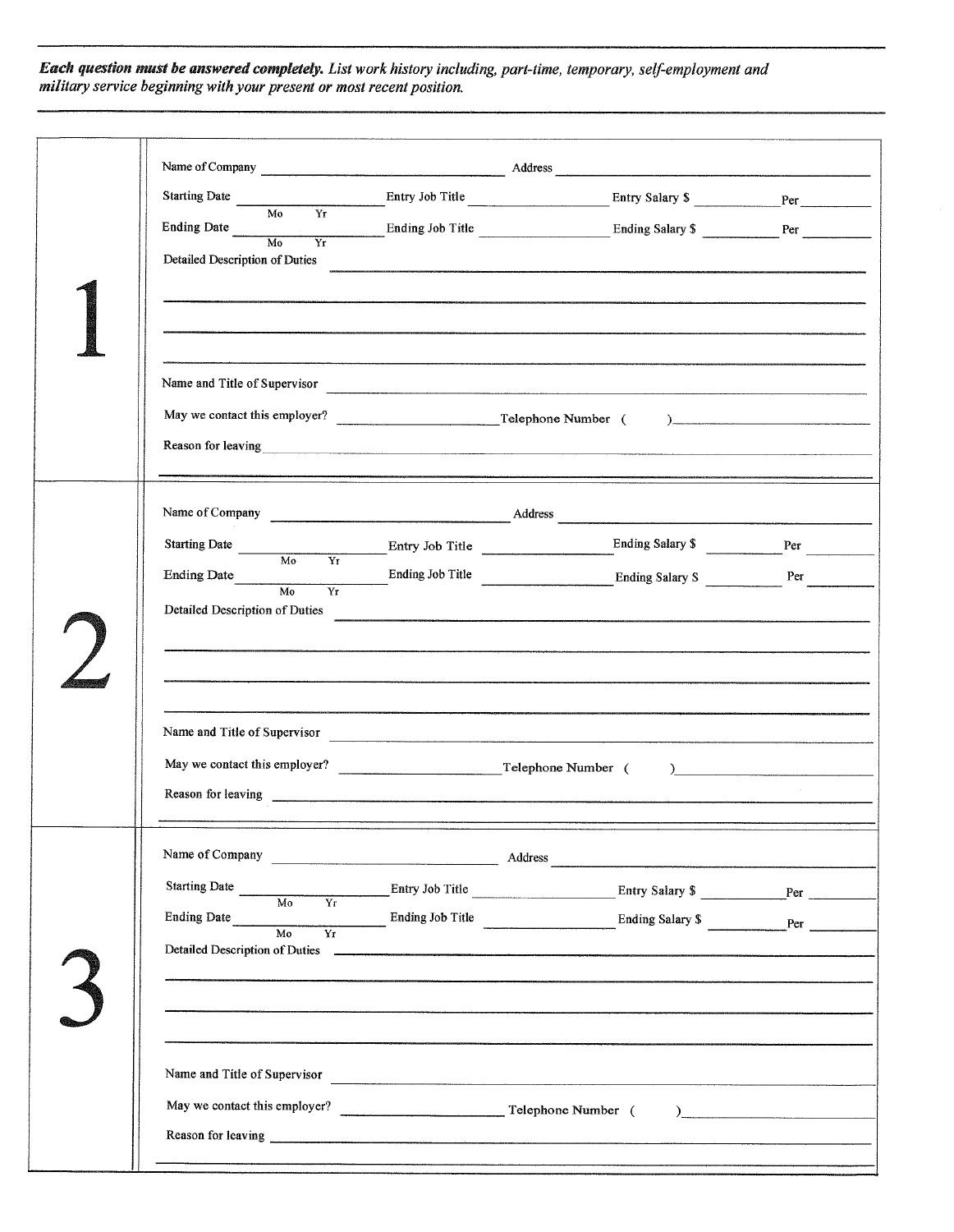***Each question must be answered completely.*** *List work history including, part-time, temporary, self-employment and military service beginning with your present or most recent position.*

## 1

Name of Company ______________________ Address ______________________

Starting Date ________ (Mo Yr) Entry Job Title ______________ Entry Salary $ ________ Per ________

Ending Date ________ (Mo Yr) Ending Job Title ______________ Ending Salary $ ________ Per ________

Detailed Description of Duties ______________________________________________

______________________________________________

______________________________________________

______________________________________________

Name and Title of Supervisor ______________________________________________

May we contact this employer? ______________ Telephone Number ( ) ______________

Reason for leaving ______________________________________________

______________________________________________

## 2

Name of Company ______________________ Address ______________________

Starting Date ________ (Mo Yr) Entry Job Title ______________ Ending Salary $ ________ Per ________

Ending Date ________ (Mo Yr) Ending Job Title ______________ Ending Salary S ________ Per ________

Detailed Description of Duties ______________________________________________

______________________________________________

______________________________________________

______________________________________________

Name and Title of Supervisor ______________________________________________

May we contact this employer? ______________ Telephone Number ( ) ______________

Reason for leaving ______________________________________________

______________________________________________

## 3

Name of Company ______________________ Address ______________________

Starting Date ________ (Mo Yr) Entry Job Title ______________ Entry Salary $ ________ Per ________

Ending Date ________ (Mo Yr) Ending Job Title ______________ Ending Salary $ ________ Per ________

Detailed Description of Duties ______________________________________________

______________________________________________

______________________________________________

______________________________________________

Name and Title of Supervisor ______________________________________________

May we contact this employer? ______________ Telephone Number ( ) ______________

Reason for leaving ______________________________________________

______________________________________________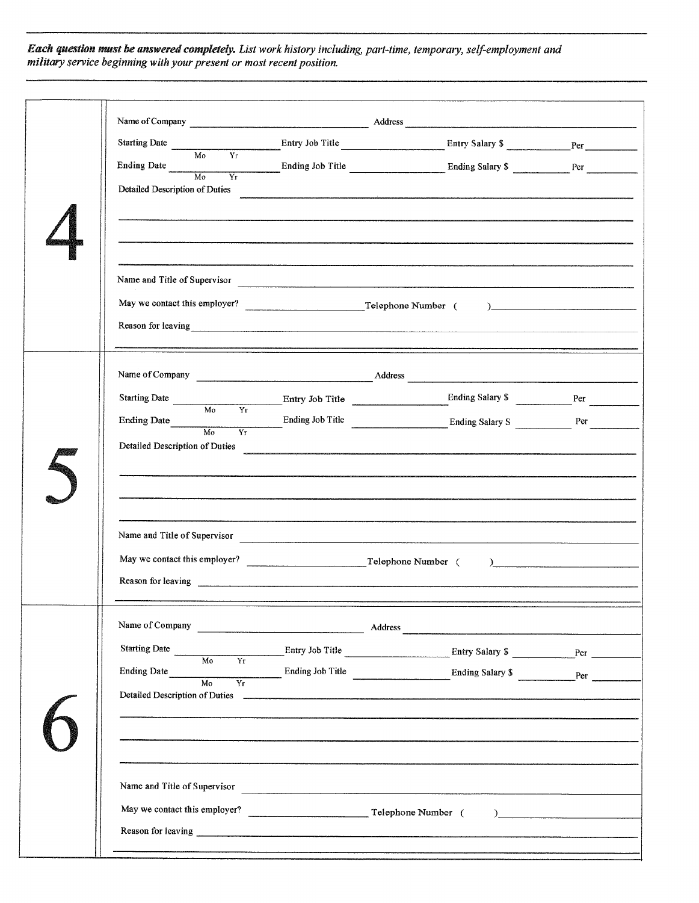***Each question must be answered completely.*** *List work history including, part-time, temporary, self-employment and military service beginning with your present or most recent position.*

## 4

Name of Company ______________________________ Address ______________________________

Starting Date ____________ (Mo Yr) Entry Job Title ______________________ Entry Salary $ __________ Per __________

Ending Date ____________ (Mo Yr) Ending Job Title ______________________ Ending Salary $ __________ Per __________

Detailed Description of Duties ______________________________________________________________

______________________________________________________________

______________________________________________________________

______________________________________________________________

Name and Title of Supervisor ______________________________________________________________

May we contact this employer? ______________________ Telephone Number ( ) ______________________

Reason for leaving ______________________________________________________________

______________________________________________________________

## 5

Name of Company ______________________________ Address ______________________________

Starting Date ____________ (Mo Yr) Entry Job Title ______________________ Ending Salary $ __________ Per __________

Ending Date ____________ (Mo Yr) Ending Job Title ______________________ Ending Salary S __________ Per __________

Detailed Description of Duties ______________________________________________________________

______________________________________________________________

______________________________________________________________

______________________________________________________________

Name and Title of Supervisor ______________________________________________________________

May we contact this employer? ______________________ Telephone Number ( ) ______________________

Reason for leaving ______________________________________________________________

______________________________________________________________

## 6

Name of Company ______________________________ Address ______________________________

Starting Date ____________ (Mo Yr) Entry Job Title ______________________ Entry Salary $ __________ Per __________

Ending Date ____________ (Mo Yr) Ending Job Title ______________________ Ending Salary $ __________ Per __________

Detailed Description of Duties ______________________________________________________________

______________________________________________________________

______________________________________________________________

______________________________________________________________

Name and Title of Supervisor ______________________________________________________________

May we contact this employer? ______________________ Telephone Number ( ) ______________________

Reason for leaving ______________________________________________________________

______________________________________________________________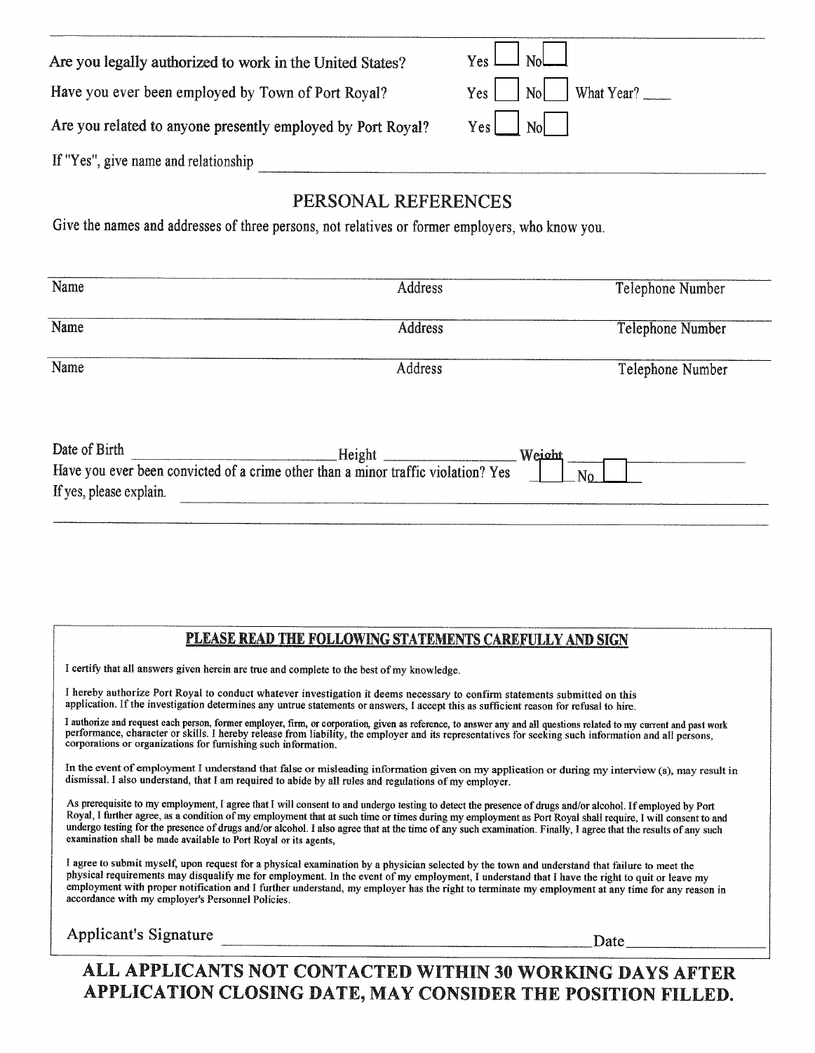Are you legally authorized to work in the United States? Yes ☐ No ☐

Have you ever been employed by Town of Port Royal? Yes ☐ No ☐ What Year? ____

Are you related to anyone presently employed by Port Royal? Yes ☐ No ☐

If "Yes", give name and relationship ______________________________

## PERSONAL REFERENCES

Give the names and addresses of three persons, not relatives or former employers, who know you.

| Name | Address | Telephone Number |
|---|---|---|
| Name | Address | Telephone Number |
| Name | Address | Telephone Number |

Date of Birth ____________________ Height ______________ Weight ______________

Have you ever been convicted of a crime other than a minor traffic violation? Yes ☐ No ☐

If yes, please explain. ______________________________

______________________________

### PLEASE READ THE FOLLOWING STATEMENTS CAREFULLY AND SIGN

I certify that all answers given herein are true and complete to the best of my knowledge.

I hereby authorize Port Royal to conduct whatever investigation it deems necessary to confirm statements submitted on this application. If the investigation determines any untrue statements or answers, I accept this as sufficient reason for refusal to hire.

I authorize and request each person, former employer, firm, or corporation, given as reference, to answer any and all questions related to my current and past work performance, character or skills. I hereby release from liability, the employer and its representatives for seeking such information and all persons, corporations or organizations for furnishing such information.

In the event of employment I understand that false or misleading information given on my application or during my interview (s), may result in dismissal. I also understand, that I am required to abide by all rules and regulations of my employer.

As prerequisite to my employment, I agree that I will consent to and undergo testing to detect the presence of drugs and/or alcohol. If employed by Port Royal, I further agree, as a condition of my employment that at such time or times during my employment as Port Royal shall require, I will consent to and undergo testing for the presence of drugs and/or alcohol. I also agree that at the time of any such examination. Finally, I agree that the results of any such examination shall be made available to Port Royal or its agents,

I agree to submit myself, upon request for a physical examination by a physician selected by the town and understand that failure to meet the physical requirements may disqualify me for employment. In the event of my employment, I understand that I have the right to quit or leave my employment with proper notification and I further understand, my employer has the right to terminate my employment at any time for any reason in accordance with my employer's Personnel Policies.

Applicant's Signature ______________________________ Date ______________

**ALL APPLICANTS NOT CONTACTED WITHIN 30 WORKING DAYS AFTER APPLICATION CLOSING DATE, MAY CONSIDER THE POSITION FILLED.**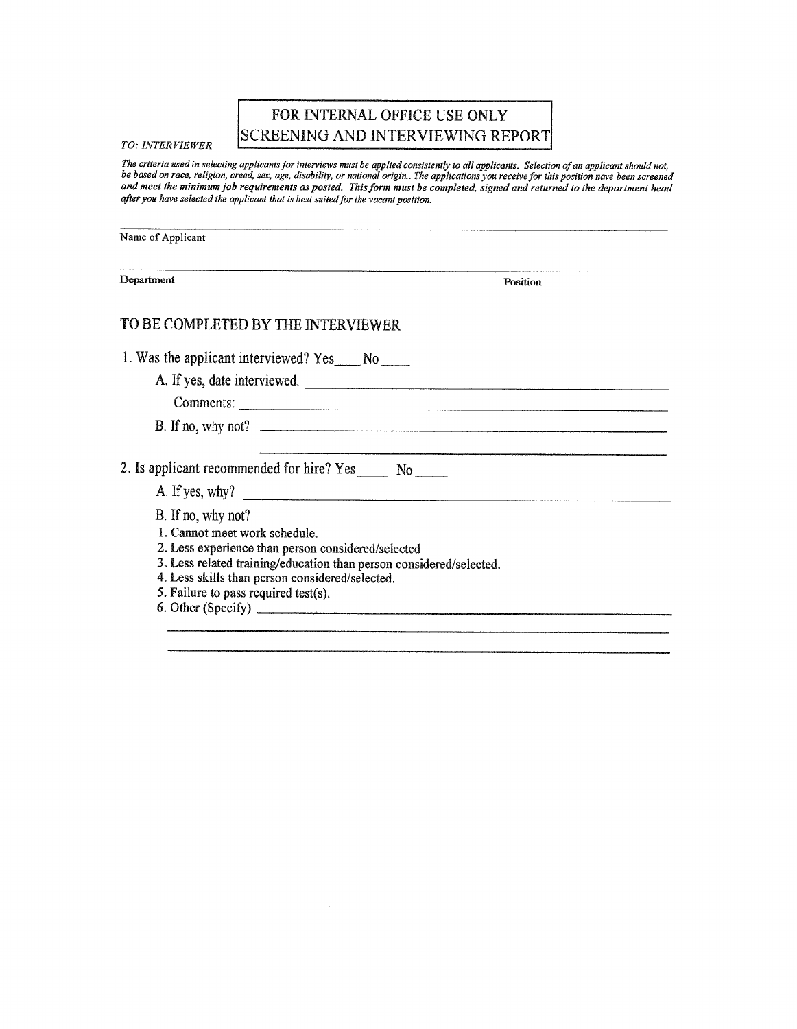*TO: INTERVIEWER*

## FOR INTERNAL OFFICE USE ONLY
## SCREENING AND INTERVIEWING REPORT

*The criteria used in selecting applicants for interviews must be applied consistently to all applicants. Selection of an applicant should not, be based on race, religion, creed, sex, age, disability, or national origin.. The applications you receive for this position nave been screened and meet the minimum job requirements as posted. This form must be completed, signed and returned to the department head after you have selected the applicant that is best suited for the vacant position.*

______________________________________________
Name of Applicant

______________________________________________
Department                                                        Position

### TO BE COMPLETED BY THE INTERVIEWER

1. Was the applicant interviewed? Yes____ No____

   A. If yes, date interviewed. ______________________________

   Comments: ______________________________

   B. If no, why not? ______________________________

   ______________________________

2. Is applicant recommended for hire? Yes_____ No_____

   A. If yes, why? ______________________________

   B. If no, why not?

   1. Cannot meet work schedule.
   2. Less experience than person considered/selected
   3. Less related training/education than person considered/selected.
   4. Less skills than person considered/selected.
   5. Failure to pass required test(s).
   6. Other (Specify) ______________________________

   ______________________________

   ______________________________